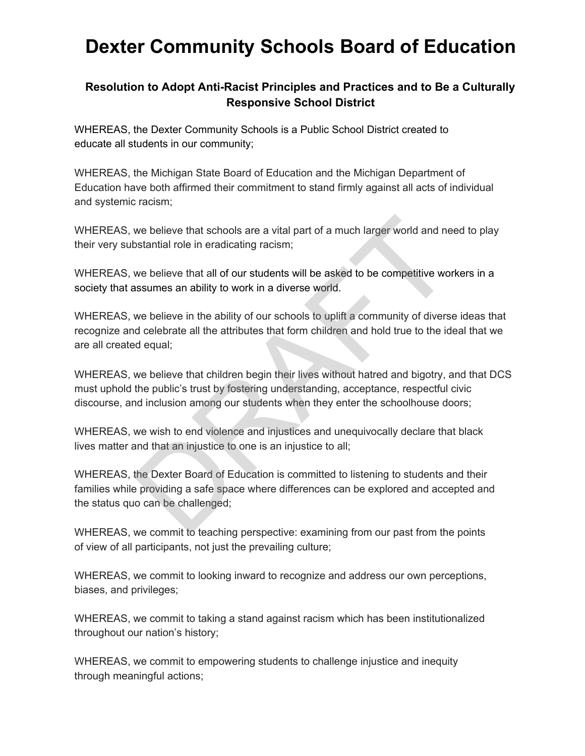# Dexter Community Schools Board of Education

### Resolution to Adopt Anti-Racist Principles and Practices and to Be a Culturally Responsive School District

WHEREAS, the Dexter Community Schools is a Public School District created to educate all students in our community;

WHEREAS, the Michigan State Board of Education and the Michigan Department of Education have both affirmed their commitment to stand firmly against all acts of individual and systemic racism;

WHEREAS, we believe that schools are a vital part of a much larger world and need to play their very substantial role in eradicating racism;

WHEREAS, we believe that all of our students will be asked to be competitive workers in a society that assumes an ability to work in a diverse world.

WHEREAS, we believe in the ability of our schools to uplift a community of diverse ideas that recognize and celebrate all the attributes that form children and hold true to the ideal that we are all created equal;

WHEREAS, we believe that children begin their lives without hatred and bigotry, and that DCS must uphold the public's trust by fostering understanding, acceptance, respectful civic discourse, and inclusion among our students when they enter the schoolhouse doors;

WHEREAS, we wish to end violence and injustices and unequivocally declare that black lives matter and that an injustice to one is an injustice to all;

WHEREAS, the Dexter Board of Education is committed to listening to students and their families while providing a safe space where differences can be explored and accepted and the status quo can be challenged;

WHEREAS, we commit to teaching perspective: examining from our past from the points of view of all participants, not just the prevailing culture;

WHEREAS, we commit to looking inward to recognize and address our own perceptions, biases, and privileges;

WHEREAS, we commit to taking a stand against racism which has been institutionalized throughout our nation's history;

WHEREAS, we commit to empowering students to challenge injustice and inequity through meaningful actions;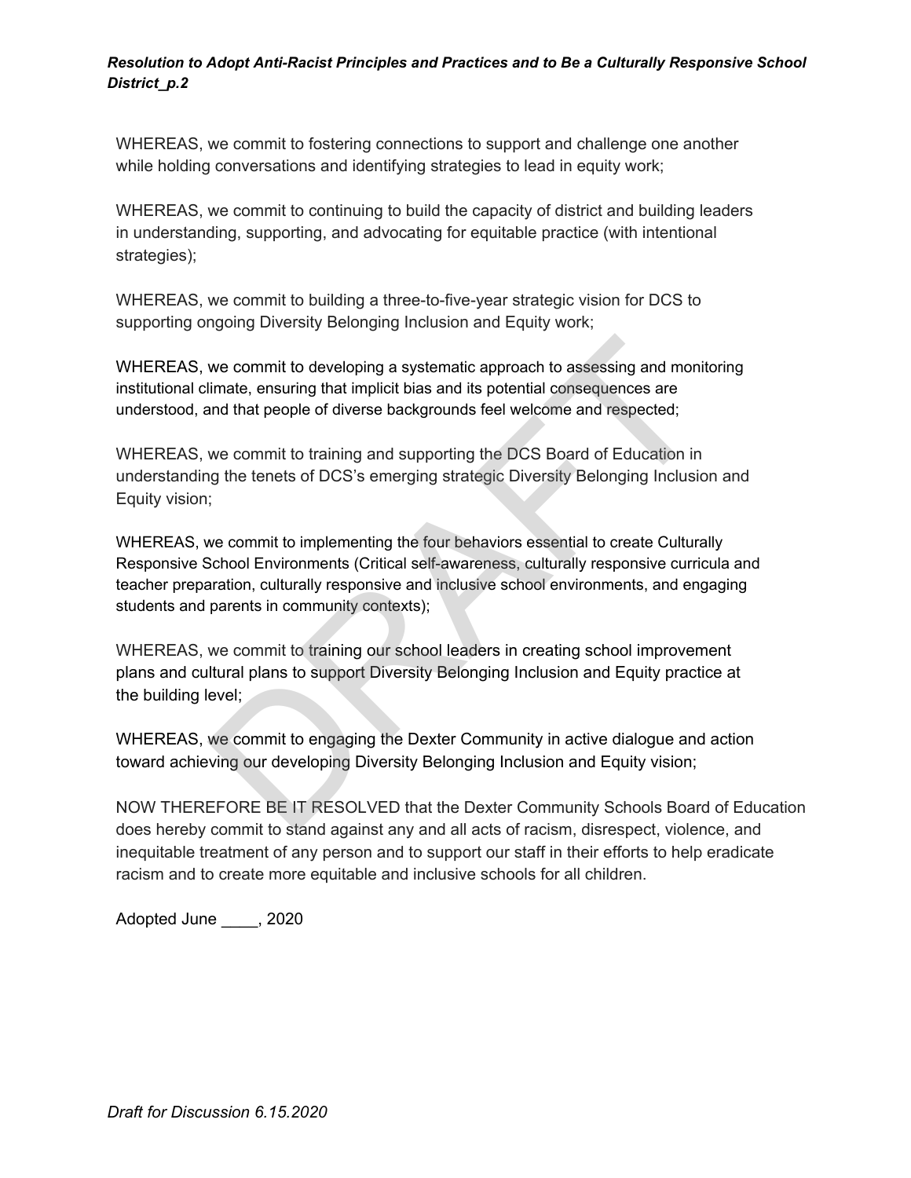WHEREAS, we commit to fostering connections to support and challenge one another while holding conversations and identifying strategies to lead in equity work;

WHEREAS, we commit to continuing to build the capacity of district and building leaders in understanding, supporting, and advocating for equitable practice (with intentional strategies);

WHEREAS, we commit to building a three-to-five-year strategic vision for DCS to supporting ongoing Diversity Belonging Inclusion and Equity work;

WHEREAS, we commit to developing a systematic approach to assessing and monitoring institutional climate, ensuring that implicit bias and its potential consequences are understood, and that people of diverse backgrounds feel welcome and respected;

WHEREAS, we commit to training and supporting the DCS Board of Education in understanding the tenets of DCS's emerging strategic Diversity Belonging Inclusion and Equity vision;

WHEREAS, we commit to implementing the four behaviors essential to create Culturally Responsive School Environments (Critical self-awareness, culturally responsive curricula and teacher preparation, culturally responsive and inclusive school environments, and engaging students and parents in community contexts);

WHEREAS, we commit to training our school leaders in creating school improvement plans and cultural plans to support Diversity Belonging Inclusion and Equity practice at the building level;

WHEREAS, we commit to engaging the Dexter Community in active dialogue and action toward achieving our developing Diversity Belonging Inclusion and Equity vision;

NOW THEREFORE BE IT RESOLVED that the Dexter Community Schools Board of Education does hereby commit to stand against any and all acts of racism, disrespect, violence, and inequitable treatment of any person and to support our staff in their efforts to help eradicate racism and to create more equitable and inclusive schools for all children.

Adopted June ____, 2020

*Draft for Discussion 6.15.2020*